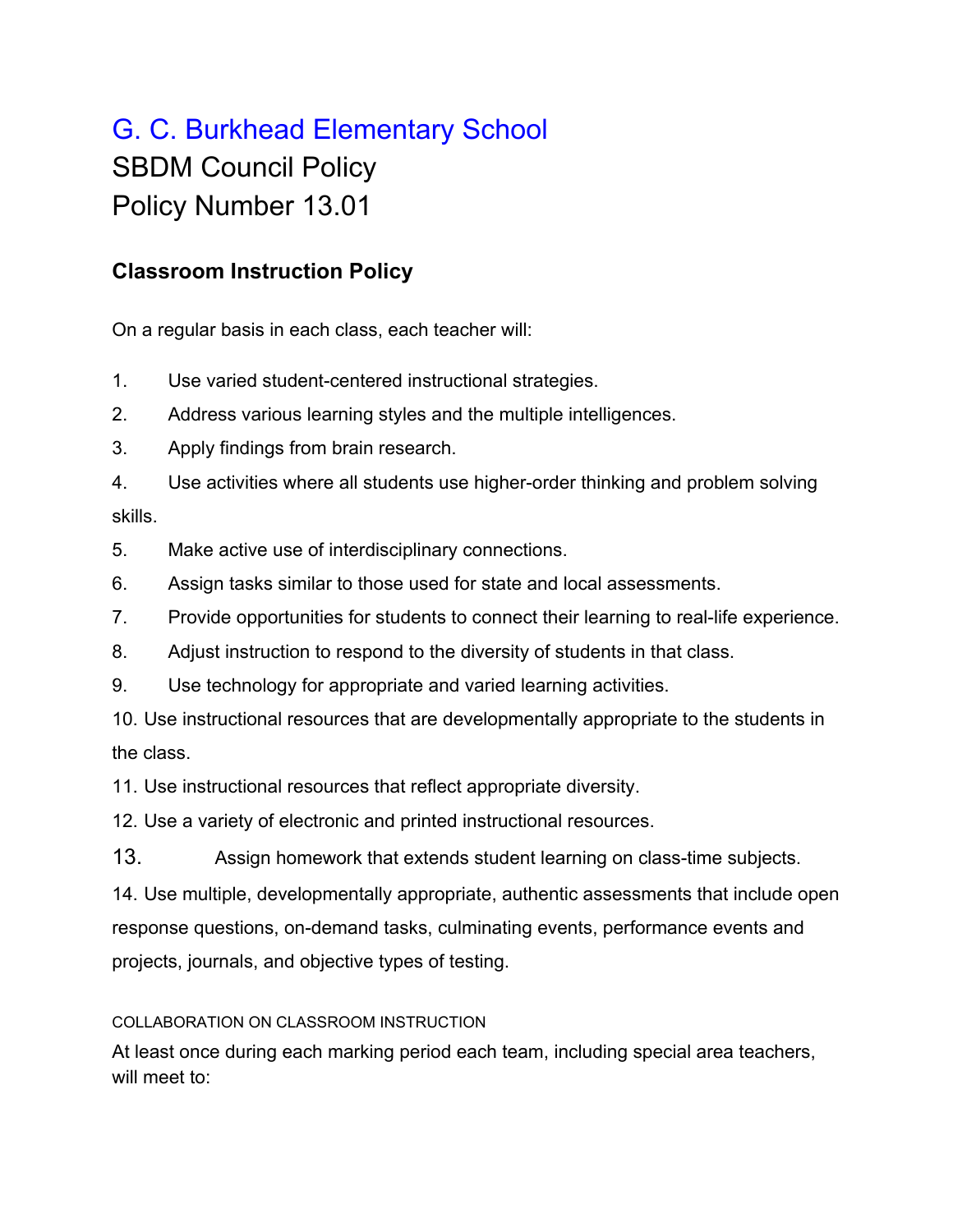# G. C. Burkhead Elementary School

SBDM Council Policy

Policy Number 13.01

## Classroom Instruction Policy

On a regular basis in each class, each teacher will:

1. Use varied student-centered instructional strategies.
2. Address various learning styles and the multiple intelligences.
3. Apply findings from brain research.
4. Use activities where all students use higher-order thinking and problem solving skills.
5. Make active use of interdisciplinary connections.
6. Assign tasks similar to those used for state and local assessments.
7. Provide opportunities for students to connect their learning to real-life experience.
8. Adjust instruction to respond to the diversity of students in that class.
9. Use technology for appropriate and varied learning activities.
10. Use instructional resources that are developmentally appropriate to the students in the class.
11. Use instructional resources that reflect appropriate diversity.
12. Use a variety of electronic and printed instructional resources.
13. Assign homework that extends student learning on class-time subjects.
14. Use multiple, developmentally appropriate, authentic assessments that include open response questions, on-demand tasks, culminating events, performance events and projects, journals, and objective types of testing.

COLLABORATION ON CLASSROOM INSTRUCTION

At least once during each marking period each team, including special area teachers, will meet to: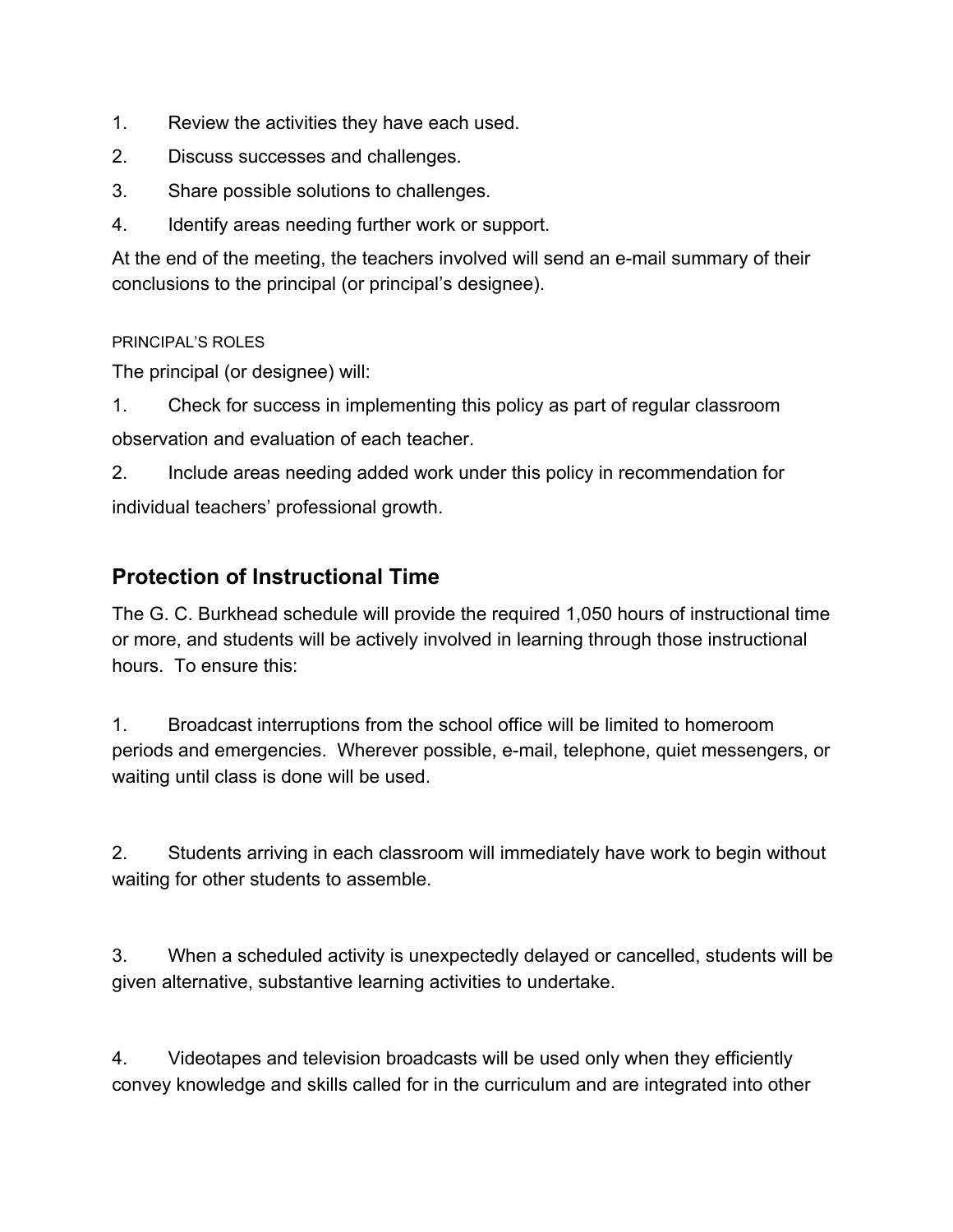1. Review the activities they have each used.
2. Discuss successes and challenges.
3. Share possible solutions to challenges.
4. Identify areas needing further work or support.

At the end of the meeting, the teachers involved will send an e-mail summary of their conclusions to the principal (or principal's designee).

PRINCIPAL'S ROLES

The principal (or designee) will:

1. Check for success in implementing this policy as part of regular classroom observation and evaluation of each teacher.
2. Include areas needing added work under this policy in recommendation for individual teachers' professional growth.

## Protection of Instructional Time

The G. C. Burkhead schedule will provide the required 1,050 hours of instructional time or more, and students will be actively involved in learning through those instructional hours. To ensure this:

1. Broadcast interruptions from the school office will be limited to homeroom periods and emergencies. Wherever possible, e-mail, telephone, quiet messengers, or waiting until class is done will be used.

2. Students arriving in each classroom will immediately have work to begin without waiting for other students to assemble.

3. When a scheduled activity is unexpectedly delayed or cancelled, students will be given alternative, substantive learning activities to undertake.

4. Videotapes and television broadcasts will be used only when they efficiently convey knowledge and skills called for in the curriculum and are integrated into other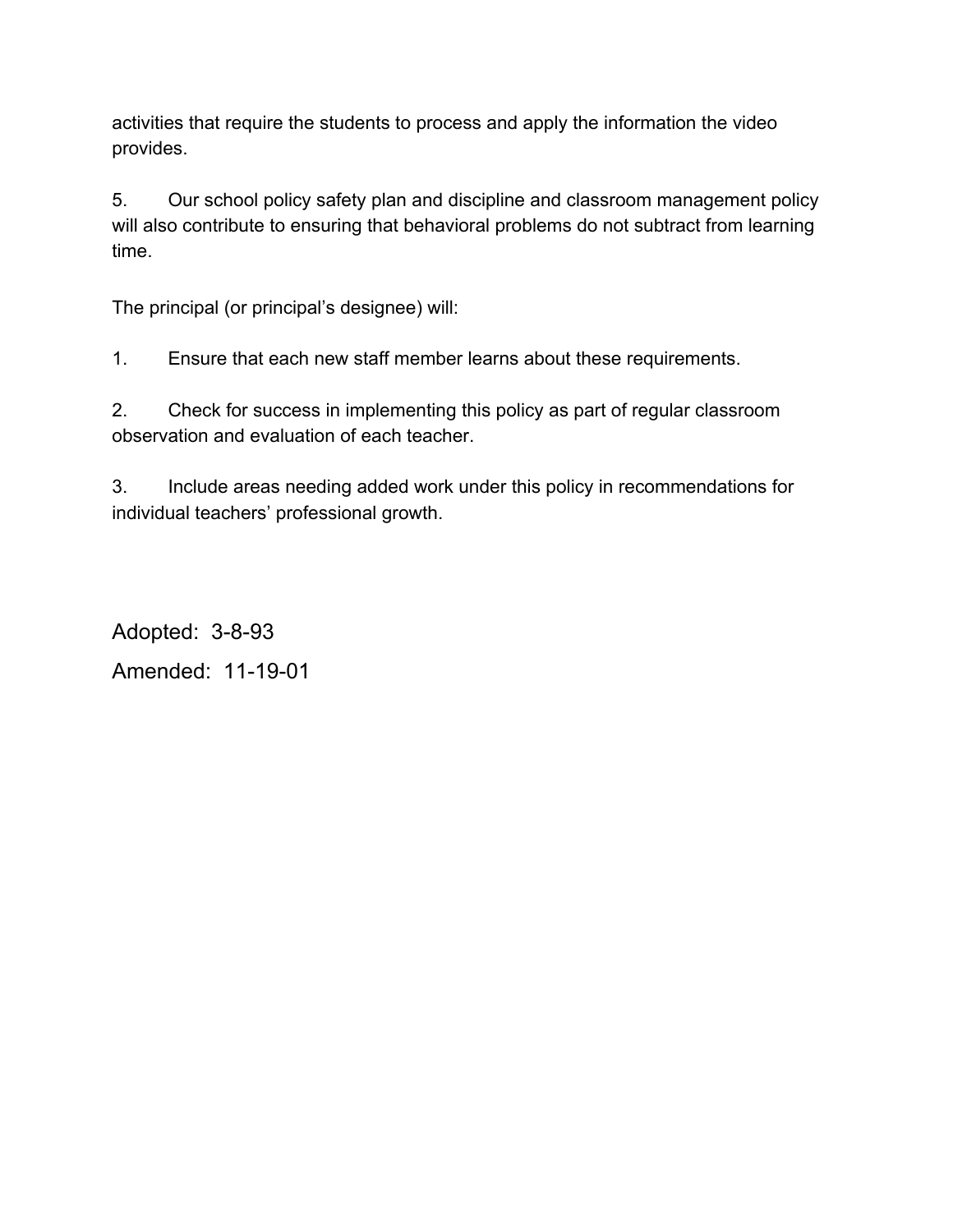activities that require the students to process and apply the information the video provides.

5. Our school policy safety plan and discipline and classroom management policy will also contribute to ensuring that behavioral problems do not subtract from learning time.

The principal (or principal's designee) will:

1. Ensure that each new staff member learns about these requirements.

2. Check for success in implementing this policy as part of regular classroom observation and evaluation of each teacher.

3. Include areas needing added work under this policy in recommendations for individual teachers' professional growth.

Adopted: 3-8-93

Amended: 11-19-01